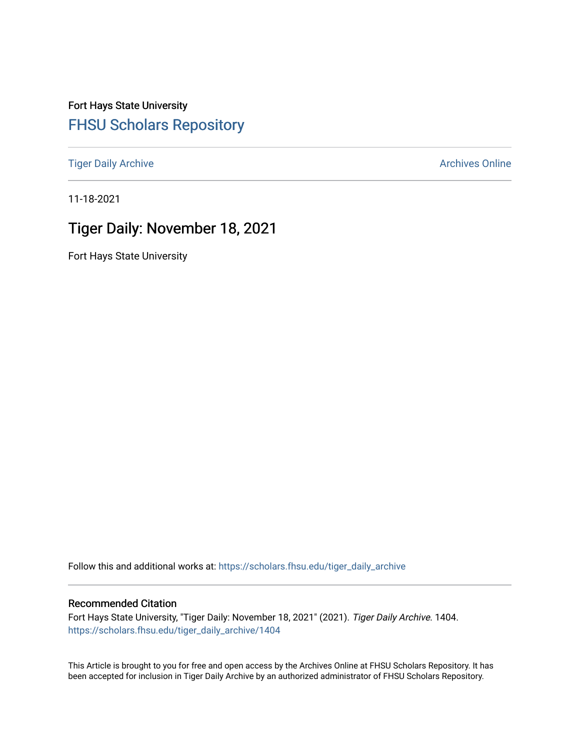Fort Hays State University

# FHSU Scholars Repository

Tiger Daily Archive

Archives Online

11-18-2021

## Tiger Daily: November 18, 2021

Fort Hays State University

Follow this and additional works at: https://scholars.fhsu.edu/tiger_daily_archive

### Recommended Citation

Fort Hays State University, "Tiger Daily: November 18, 2021" (2021). *Tiger Daily Archive*. 1404.
https://scholars.fhsu.edu/tiger_daily_archive/1404

This Article is brought to you for free and open access by the Archives Online at FHSU Scholars Repository. It has been accepted for inclusion in Tiger Daily Archive by an authorized administrator of FHSU Scholars Repository.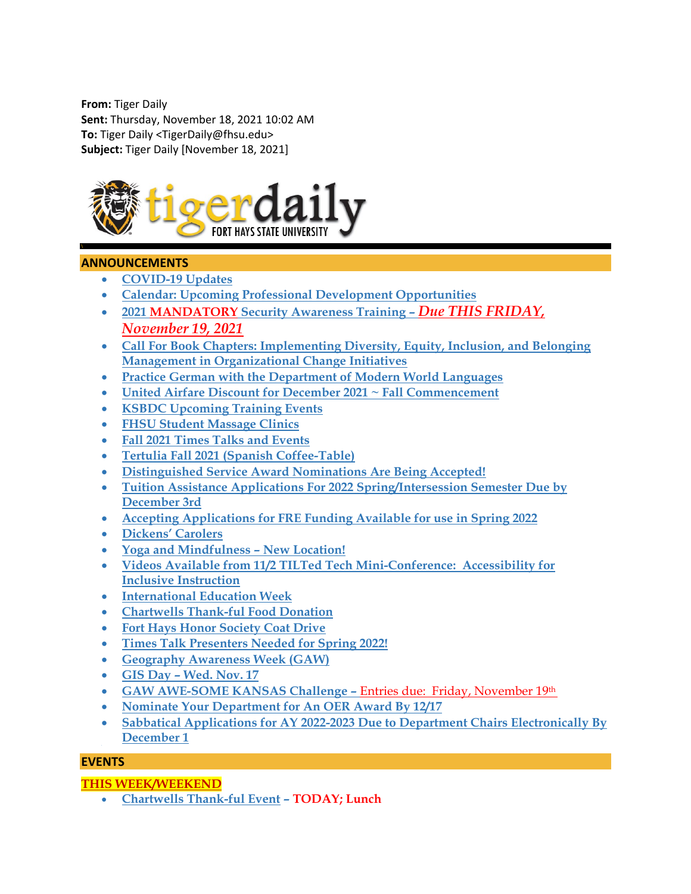**From:** Tiger Daily
**Sent:** Thursday, November 18, 2021 10:02 AM
**To:** Tiger Daily <TigerDaily@fhsu.edu>
**Subject:** Tiger Daily [November 18, 2021]

tigerdaily FORT HAYS STATE UNIVERSITY

## ANNOUNCEMENTS

- COVID-19 Updates
- Calendar: Upcoming Professional Development Opportunities
- 2021 **MANDATORY** Security Awareness Training – *Due THIS FRIDAY, November 19, 2021*
- Call For Book Chapters: Implementing Diversity, Equity, Inclusion, and Belonging Management in Organizational Change Initiatives
- Practice German with the Department of Modern World Languages
- United Airfare Discount for December 2021 ~ Fall Commencement
- KSBDC Upcoming Training Events
- FHSU Student Massage Clinics
- Fall 2021 Times Talks and Events
- Tertulia Fall 2021 (Spanish Coffee-Table)
- Distinguished Service Award Nominations Are Being Accepted!
- Tuition Assistance Applications For 2022 Spring/Intersession Semester Due by December 3rd
- Accepting Applications for FRE Funding Available for use in Spring 2022
- Dickens' Carolers
- Yoga and Mindfulness – New Location!
- Videos Available from 11/2 TILTed Tech Mini-Conference: Accessibility for Inclusive Instruction
- International Education Week
- Chartwells Thank-ful Food Donation
- Fort Hays Honor Society Coat Drive
- Times Talk Presenters Needed for Spring 2022!
- Geography Awareness Week (GAW)
- GIS Day – Wed. Nov. 17
- GAW AWE-SOME KANSAS Challenge – Entries due: Friday, November 19th
- Nominate Your Department for An OER Award By 12/17
- Sabbatical Applications for AY 2022-2023 Due to Department Chairs Electronically By December 1

## EVENTS

### THIS WEEK/WEEKEND

- Chartwells Thank-ful Event – **TODAY; Lunch**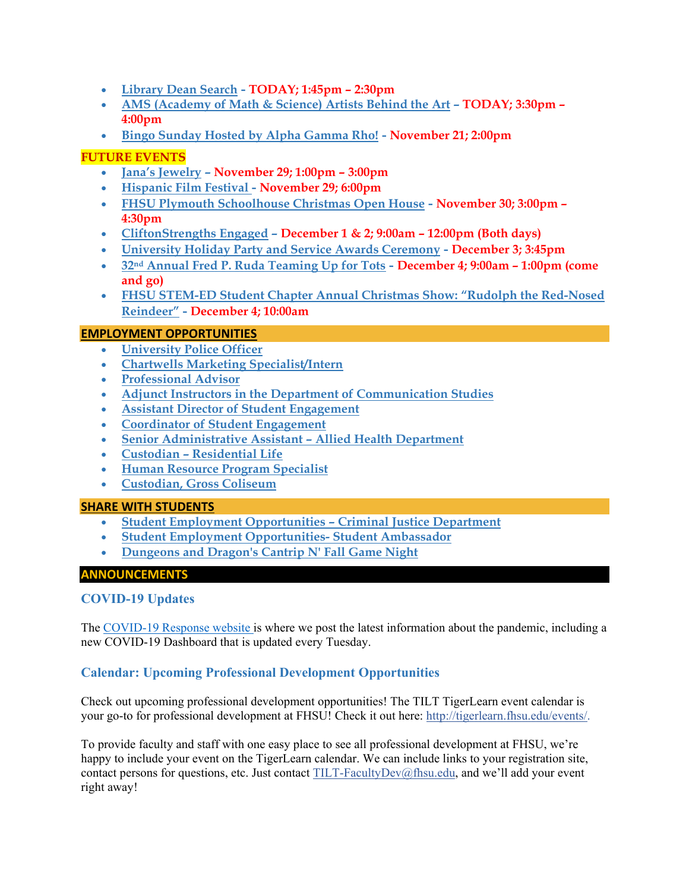- Library Dean Search - **TODAY; 1:45pm – 2:30pm**
- AMS (Academy of Math & Science) Artists Behind the Art – **TODAY; 3:30pm – 4:00pm**
- Bingo Sunday Hosted by Alpha Gamma Rho! - **November 21; 2:00pm**

## FUTURE EVENTS

- Jana's Jewelry – **November 29; 1:00pm – 3:00pm**
- Hispanic Film Festival - **November 29; 6:00pm**
- FHSU Plymouth Schoolhouse Christmas Open House - **November 30; 3:00pm – 4:30pm**
- CliftonStrengths Engaged – **December 1 & 2; 9:00am – 12:00pm (Both days)**
- University Holiday Party and Service Awards Ceremony - **December 3; 3:45pm**
- 32nd Annual Fred P. Ruda Teaming Up for Tots - **December 4; 9:00am – 1:00pm (come and go)**
- FHSU STEM-ED Student Chapter Annual Christmas Show: "Rudolph the Red-Nosed Reindeer" - **December 4; 10:00am**

## EMPLOYMENT OPPORTUNITIES

- University Police Officer
- Chartwells Marketing Specialist/Intern
- Professional Advisor
- Adjunct Instructors in the Department of Communication Studies
- Assistant Director of Student Engagement
- Coordinator of Student Engagement
- Senior Administrative Assistant – Allied Health Department
- Custodian – Residential Life
- Human Resource Program Specialist
- Custodian, Gross Coliseum

## SHARE WITH STUDENTS

- Student Employment Opportunities – Criminal Justice Department
- Student Employment Opportunities- Student Ambassador
- Dungeons and Dragon's Cantrip N' Fall Game Night

## ANNOUNCEMENTS

### COVID-19 Updates

The COVID-19 Response website is where we post the latest information about the pandemic, including a new COVID-19 Dashboard that is updated every Tuesday.

### Calendar: Upcoming Professional Development Opportunities

Check out upcoming professional development opportunities! The TILT TigerLearn event calendar is your go-to for professional development at FHSU! Check it out here: http://tigerlearn.fhsu.edu/events/.

To provide faculty and staff with one easy place to see all professional development at FHSU, we're happy to include your event on the TigerLearn calendar. We can include links to your registration site, contact persons for questions, etc. Just contact TILT-FacultyDev@fhsu.edu, and we'll add your event right away!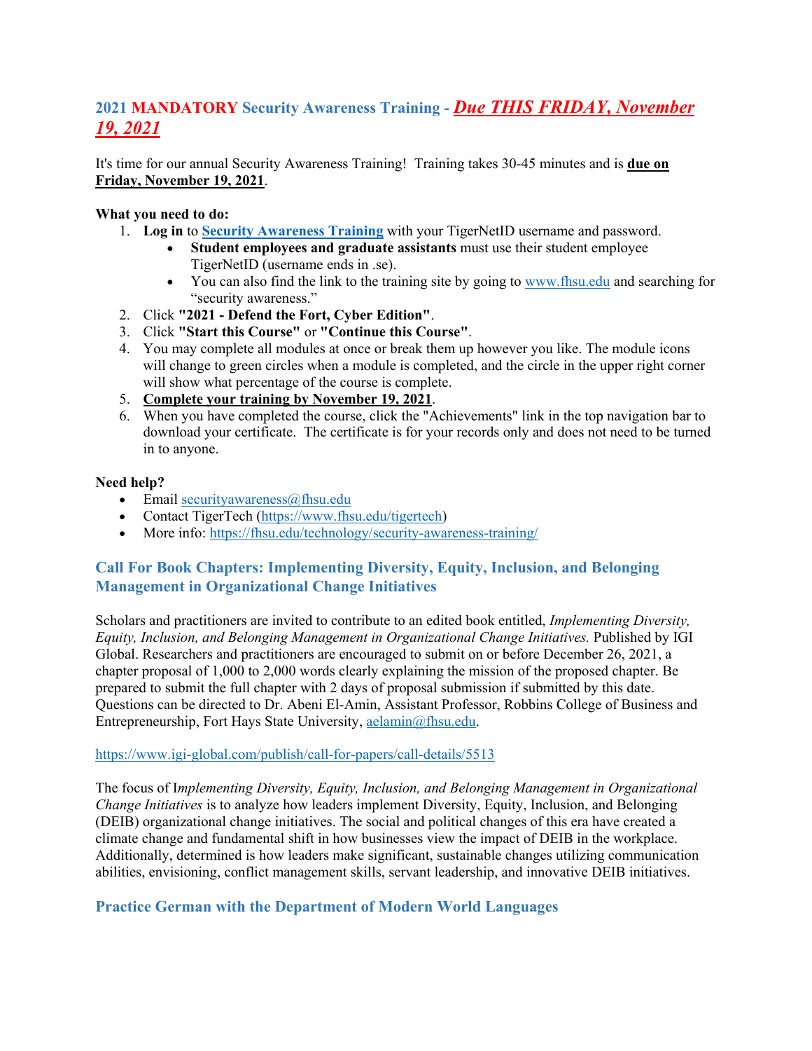## **2021 MANDATORY** Security Awareness Training - ***Due THIS FRIDAY, November 19, 2021***

It's time for our annual Security Awareness Training! Training takes 30-45 minutes and is **due on Friday, November 19, 2021**.

**What you need to do:**

1. **Log in** to **Security Awareness Training** with your TigerNetID username and password.
   - **Student employees and graduate assistants** must use their student employee TigerNetID (username ends in .se).
   - You can also find the link to the training site by going to www.fhsu.edu and searching for "security awareness."
2. Click **"2021 - Defend the Fort, Cyber Edition"**.
3. Click **"Start this Course"** or **"Continue this Course"**.
4. You may complete all modules at once or break them up however you like. The module icons will change to green circles when a module is completed, and the circle in the upper right corner will show what percentage of the course is complete.
5. **Complete your training by November 19, 2021**.
6. When you have completed the course, click the "Achievements" link in the top navigation bar to download your certificate. The certificate is for your records only and does not need to be turned in to anyone.

**Need help?**

- Email securityawareness@fhsu.edu
- Contact TigerTech (https://www.fhsu.edu/tigertech)
- More info: https://fhsu.edu/technology/security-awareness-training/

## Call For Book Chapters: Implementing Diversity, Equity, Inclusion, and Belonging Management in Organizational Change Initiatives

Scholars and practitioners are invited to contribute to an edited book entitled, *Implementing Diversity, Equity, Inclusion, and Belonging Management in Organizational Change Initiatives.* Published by IGI Global. Researchers and practitioners are encouraged to submit on or before December 26, 2021, a chapter proposal of 1,000 to 2,000 words clearly explaining the mission of the proposed chapter. Be prepared to submit the full chapter with 2 days of proposal submission if submitted by this date. Questions can be directed to Dr. Abeni El-Amin, Assistant Professor, Robbins College of Business and Entrepreneurship, Fort Hays State University, aelamin@fhsu.edu.

https://www.igi-global.com/publish/call-for-papers/call-details/5513

The focus of I*mplementing Diversity, Equity, Inclusion, and Belonging Management in Organizational Change Initiatives* is to analyze how leaders implement Diversity, Equity, Inclusion, and Belonging (DEIB) organizational change initiatives. The social and political changes of this era have created a climate change and fundamental shift in how businesses view the impact of DEIB in the workplace. Additionally, determined is how leaders make significant, sustainable changes utilizing communication abilities, envisioning, conflict management skills, servant leadership, and innovative DEIB initiatives.

## Practice German with the Department of Modern World Languages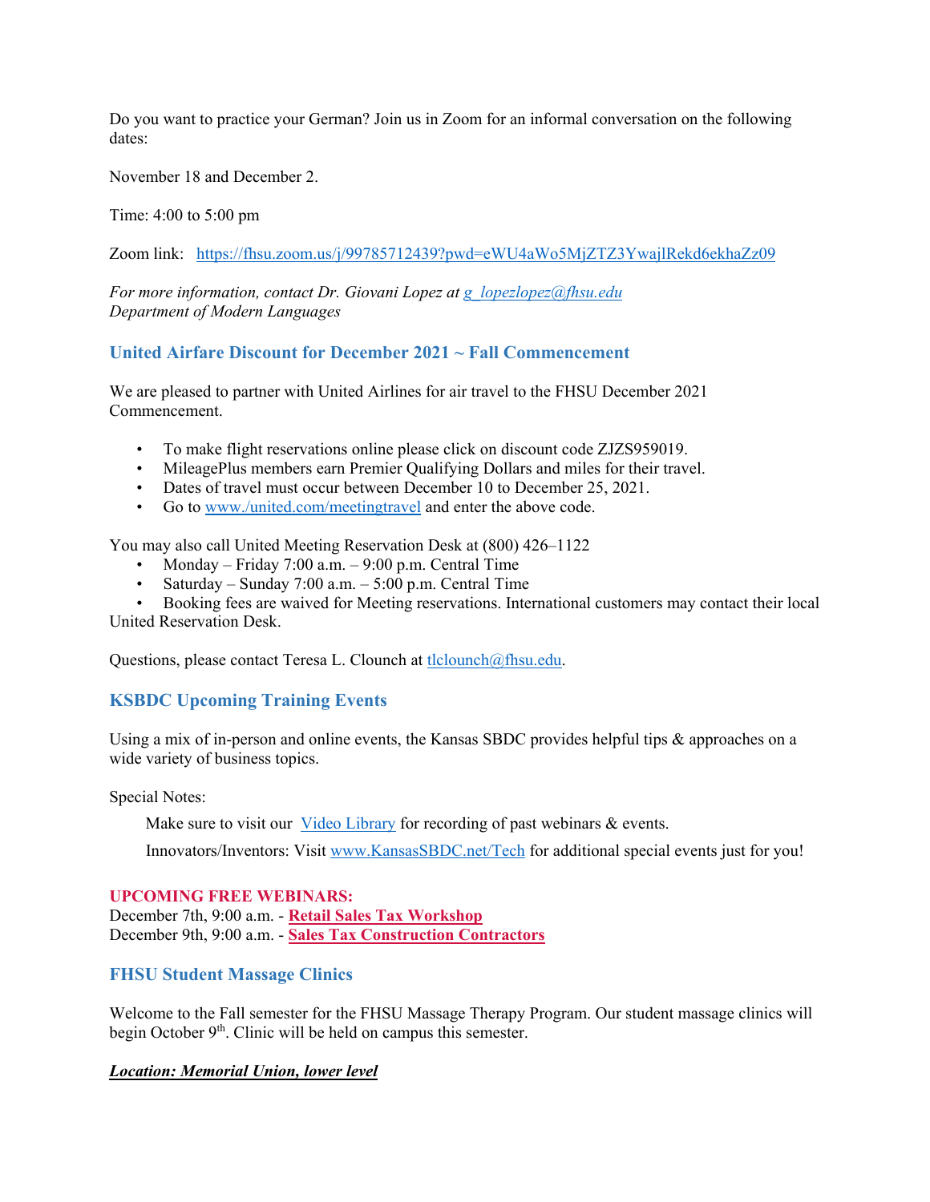Do you want to practice your German? Join us in Zoom for an informal conversation on the following dates:

November 18 and December 2.

Time: 4:00 to 5:00 pm

Zoom link: https://fhsu.zoom.us/j/99785712439?pwd=eWU4aWo5MjZTZ3YwajlRekd6ekhaZz09

*For more information, contact Dr. Giovani Lopez at g_lopezlopez@fhsu.edu*
*Department of Modern Languages*

### United Airfare Discount for December 2021 ~ Fall Commencement

We are pleased to partner with United Airlines for air travel to the FHSU December 2021 Commencement.

- To make flight reservations online please click on discount code ZJZS959019.
- MileagePlus members earn Premier Qualifying Dollars and miles for their travel.
- Dates of travel must occur between December 10 to December 25, 2021.
- Go to www./united.com/meetingtravel and enter the above code.

You may also call United Meeting Reservation Desk at (800) 426–1122

- Monday – Friday 7:00 a.m. – 9:00 p.m. Central Time
- Saturday – Sunday 7:00 a.m. – 5:00 p.m. Central Time
- Booking fees are waived for Meeting reservations. International customers may contact their local United Reservation Desk.

Questions, please contact Teresa L. Clounch at tlclounch@fhsu.edu.

### KSBDC Upcoming Training Events

Using a mix of in-person and online events, the Kansas SBDC provides helpful tips & approaches on a wide variety of business topics.

Special Notes:

Make sure to visit our Video Library for recording of past webinars & events.

Innovators/Inventors: Visit www.KansasSBDC.net/Tech for additional special events just for you!

**UPCOMING FREE WEBINARS:**
December 7th, 9:00 a.m. - **Retail Sales Tax Workshop**
December 9th, 9:00 a.m. - **Sales Tax Construction Contractors**

### FHSU Student Massage Clinics

Welcome to the Fall semester for the FHSU Massage Therapy Program. Our student massage clinics will begin October 9th. Clinic will be held on campus this semester.

***Location: Memorial Union, lower level***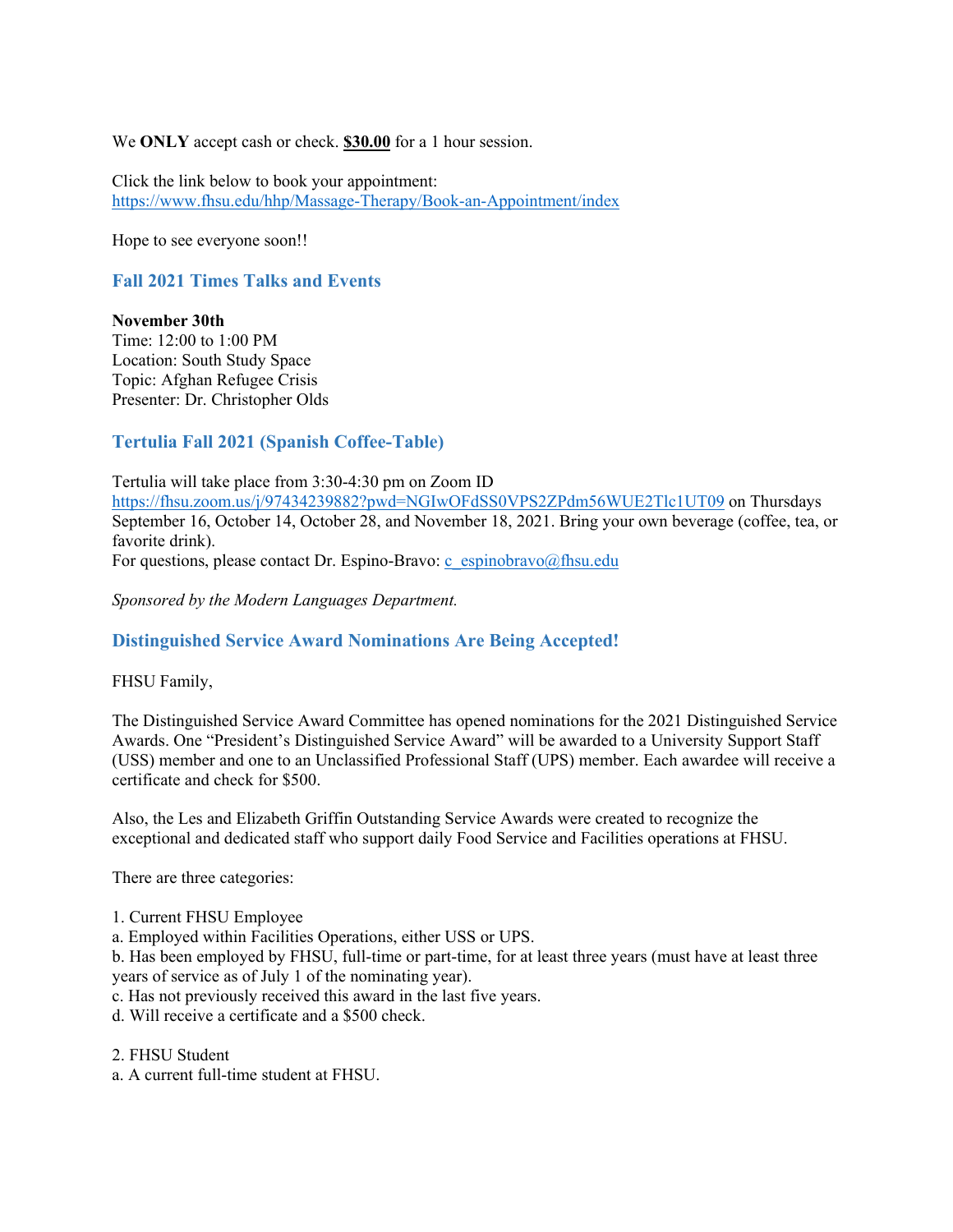We **ONLY** accept cash or check. **$30.00** for a 1 hour session.

Click the link below to book your appointment:
[https://www.fhsu.edu/hhp/Massage-Therapy/Book-an-Appointment/index](https://www.fhsu.edu/hhp/Massage-Therapy/Book-an-Appointment/index)

Hope to see everyone soon!!

### Fall 2021 Times Talks and Events

**November 30th**
Time: 12:00 to 1:00 PM
Location: South Study Space
Topic: Afghan Refugee Crisis
Presenter: Dr. Christopher Olds

### Tertulia Fall 2021 (Spanish Coffee-Table)

Tertulia will take place from 3:30-4:30 pm on Zoom ID [https://fhsu.zoom.us/j/97434239882?pwd=NGIwOFdSS0VPS2ZPdm56WUE2Tlc1UT09](https://fhsu.zoom.us/j/97434239882?pwd=NGIwOFdSS0VPS2ZPdm56WUE2Tlc1UT09) on Thursdays September 16, October 14, October 28, and November 18, 2021. Bring your own beverage (coffee, tea, or favorite drink).
For questions, please contact Dr. Espino-Bravo: [c_espinobravo@fhsu.edu](mailto:c_espinobravo@fhsu.edu)

*Sponsored by the Modern Languages Department.*

### Distinguished Service Award Nominations Are Being Accepted!

FHSU Family,

The Distinguished Service Award Committee has opened nominations for the 2021 Distinguished Service Awards. One "President's Distinguished Service Award" will be awarded to a University Support Staff (USS) member and one to an Unclassified Professional Staff (UPS) member. Each awardee will receive a certificate and check for $500.

Also, the Les and Elizabeth Griffin Outstanding Service Awards were created to recognize the exceptional and dedicated staff who support daily Food Service and Facilities operations at FHSU.

There are three categories:

1. Current FHSU Employee
   a. Employed within Facilities Operations, either USS or UPS.
   b. Has been employed by FHSU, full-time or part-time, for at least three years (must have at least three years of service as of July 1 of the nominating year).
   c. Has not previously received this award in the last five years.
   d. Will receive a certificate and a $500 check.

2. FHSU Student
   a. A current full-time student at FHSU.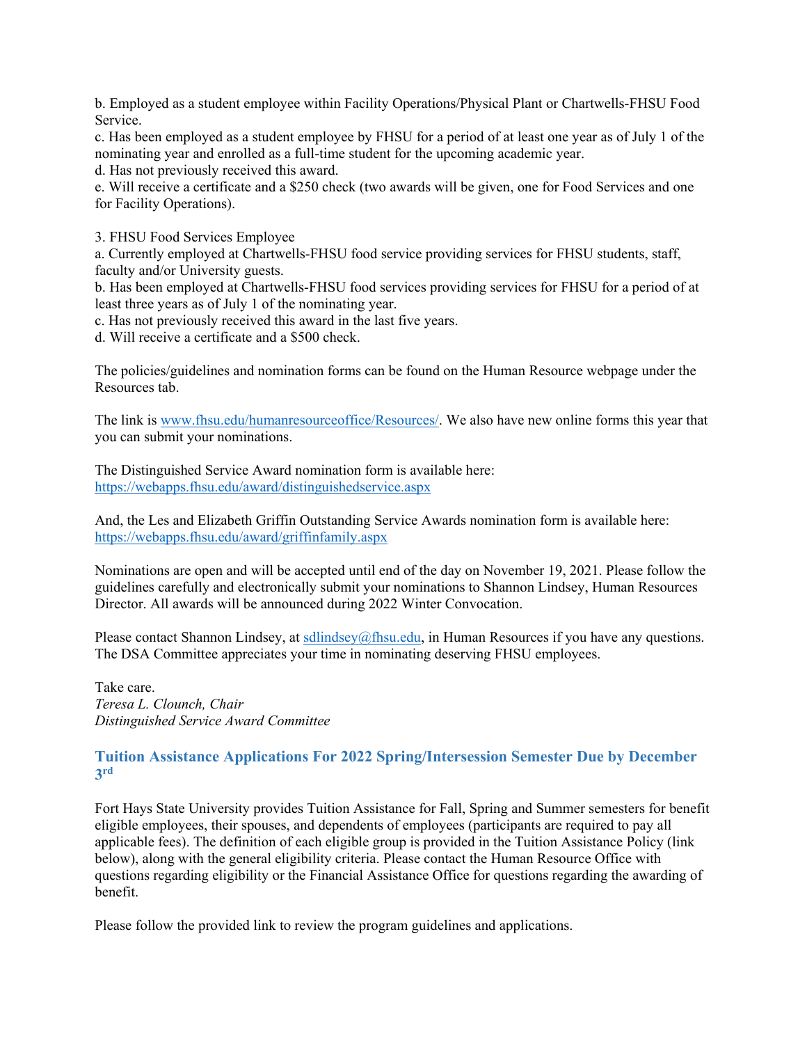b. Employed as a student employee within Facility Operations/Physical Plant or Chartwells-FHSU Food Service.
c. Has been employed as a student employee by FHSU for a period of at least one year as of July 1 of the nominating year and enrolled as a full-time student for the upcoming academic year.
d. Has not previously received this award.
e. Will receive a certificate and a $250 check (two awards will be given, one for Food Services and one for Facility Operations).

3. FHSU Food Services Employee
a. Currently employed at Chartwells-FHSU food service providing services for FHSU students, staff, faculty and/or University guests.
b. Has been employed at Chartwells-FHSU food services providing services for FHSU for a period of at least three years as of July 1 of the nominating year.
c. Has not previously received this award in the last five years.
d. Will receive a certificate and a $500 check.

The policies/guidelines and nomination forms can be found on the Human Resource webpage under the Resources tab.

The link is [www.fhsu.edu/humanresourceoffice/Resources/](http://www.fhsu.edu/humanresourceoffice/Resources/). We also have new online forms this year that you can submit your nominations.

The Distinguished Service Award nomination form is available here:
[https://webapps.fhsu.edu/award/distinguishedservice.aspx](https://webapps.fhsu.edu/award/distinguishedservice.aspx)

And, the Les and Elizabeth Griffin Outstanding Service Awards nomination form is available here:
[https://webapps.fhsu.edu/award/griffinfamily.aspx](https://webapps.fhsu.edu/award/griffinfamily.aspx)

Nominations are open and will be accepted until end of the day on November 19, 2021. Please follow the guidelines carefully and electronically submit your nominations to Shannon Lindsey, Human Resources Director. All awards will be announced during 2022 Winter Convocation.

Please contact Shannon Lindsey, at [sdlindsey@fhsu.edu](mailto:sdlindsey@fhsu.edu), in Human Resources if you have any questions. The DSA Committee appreciates your time in nominating deserving FHSU employees.

Take care.
*Teresa L. Clounch, Chair*
*Distinguished Service Award Committee*

## Tuition Assistance Applications For 2022 Spring/Intersession Semester Due by December 3rd

Fort Hays State University provides Tuition Assistance for Fall, Spring and Summer semesters for benefit eligible employees, their spouses, and dependents of employees (participants are required to pay all applicable fees). The definition of each eligible group is provided in the Tuition Assistance Policy (link below), along with the general eligibility criteria. Please contact the Human Resource Office with questions regarding eligibility or the Financial Assistance Office for questions regarding the awarding of benefit.

Please follow the provided link to review the program guidelines and applications.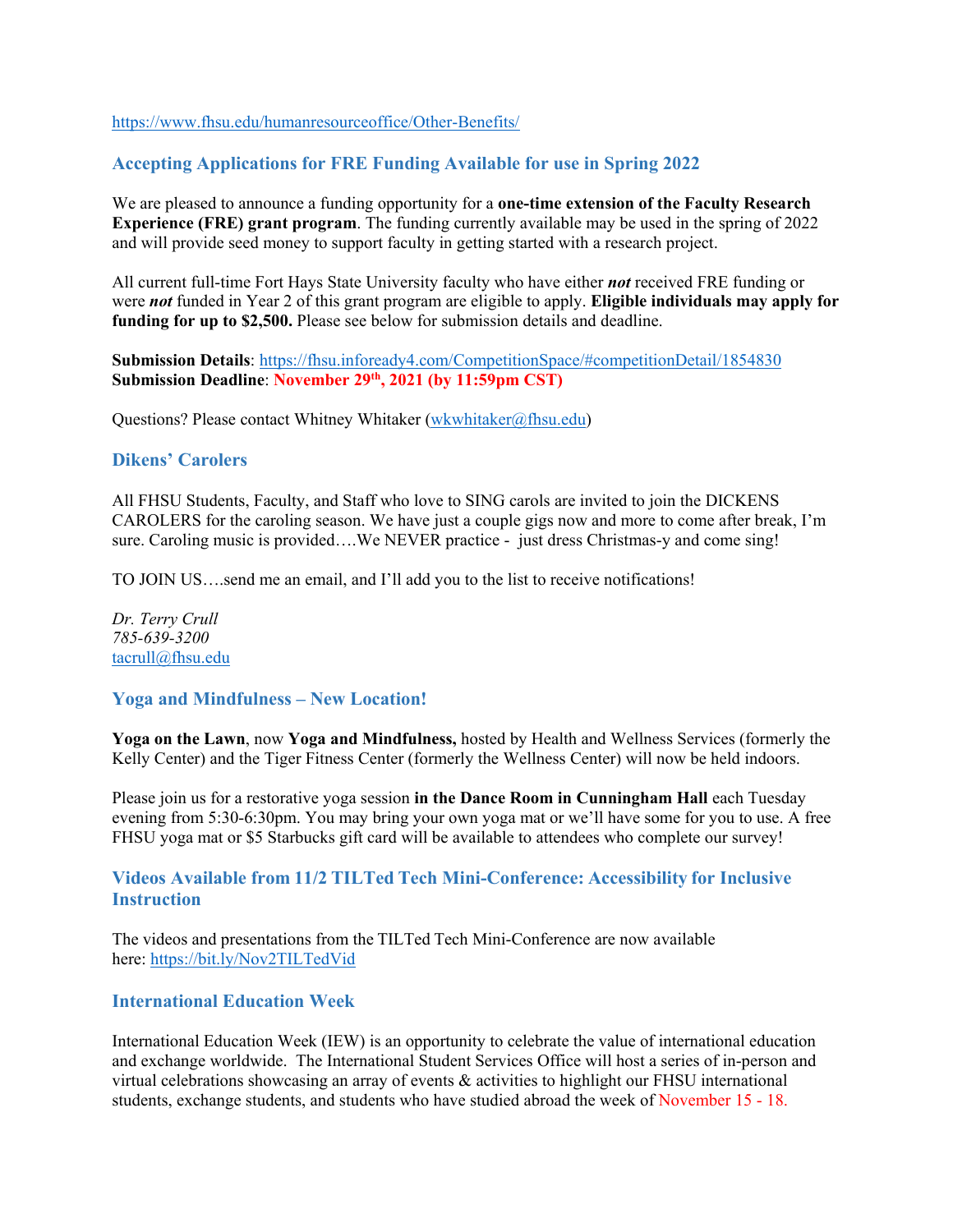https://www.fhsu.edu/humanresourceoffice/Other-Benefits/

## Accepting Applications for FRE Funding Available for use in Spring 2022

We are pleased to announce a funding opportunity for a **one-time extension of the Faculty Research Experience (FRE) grant program**. The funding currently available may be used in the spring of 2022 and will provide seed money to support faculty in getting started with a research project.

All current full-time Fort Hays State University faculty who have either ***not*** received FRE funding or were ***not*** funded in Year 2 of this grant program are eligible to apply. **Eligible individuals may apply for funding for up to $2,500.** Please see below for submission details and deadline.

**Submission Details**: https://fhsu.infoready4.com/CompetitionSpace/#competitionDetail/1854830
**Submission Deadline**: **November 29th, 2021 (by 11:59pm CST)**

Questions? Please contact Whitney Whitaker (wkwhitaker@fhsu.edu)

## Dikens' Carolers

All FHSU Students, Faculty, and Staff who love to SING carols are invited to join the DICKENS CAROLERS for the caroling season. We have just a couple gigs now and more to come after break, I'm sure. Caroling music is provided….We NEVER practice - just dress Christmas-y and come sing!

TO JOIN US….send me an email, and I'll add you to the list to receive notifications!

*Dr. Terry Crull*
*785-639-3200*
tacrull@fhsu.edu

## Yoga and Mindfulness – New Location!

**Yoga on the Lawn**, now **Yoga and Mindfulness,** hosted by Health and Wellness Services (formerly the Kelly Center) and the Tiger Fitness Center (formerly the Wellness Center) will now be held indoors.

Please join us for a restorative yoga session **in the Dance Room in Cunningham Hall** each Tuesday evening from 5:30-6:30pm. You may bring your own yoga mat or we'll have some for you to use. A free FHSU yoga mat or $5 Starbucks gift card will be available to attendees who complete our survey!

## Videos Available from 11/2 TILTed Tech Mini-Conference: Accessibility for Inclusive Instruction

The videos and presentations from the TILTed Tech Mini-Conference are now available here: https://bit.ly/Nov2TILTedVid

## International Education Week

International Education Week (IEW) is an opportunity to celebrate the value of international education and exchange worldwide. The International Student Services Office will host a series of in-person and virtual celebrations showcasing an array of events & activities to highlight our FHSU international students, exchange students, and students who have studied abroad the week of November 15 - 18.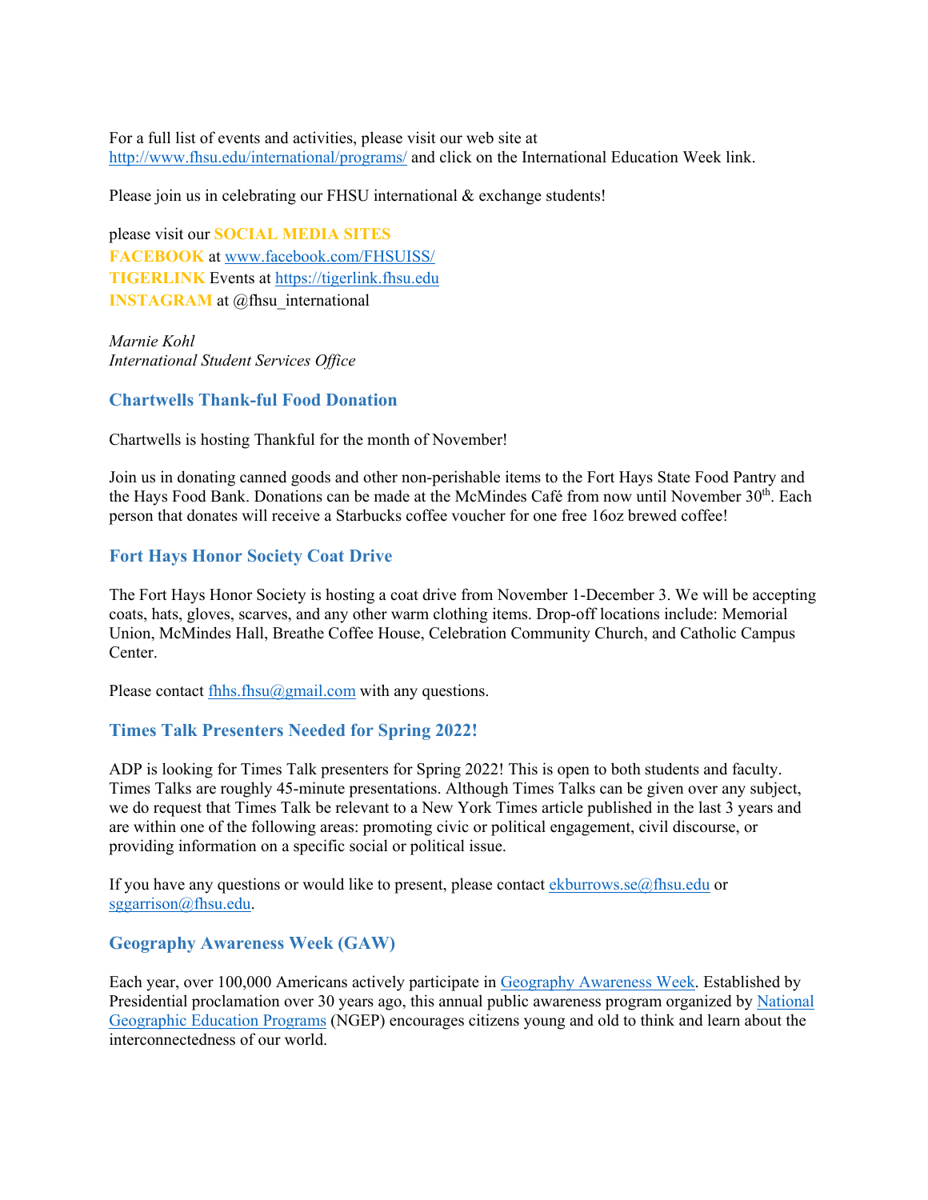For a full list of events and activities, please visit our web site at http://www.fhsu.edu/international/programs/ and click on the International Education Week link.

Please join us in celebrating our FHSU international & exchange students!

please visit our **SOCIAL MEDIA SITES**
**FACEBOOK** at www.facebook.com/FHSUISS/
**TIGERLINK** Events at https://tigerlink.fhsu.edu
**INSTAGRAM** at @fhsu_international

*Marnie Kohl*
*International Student Services Office*

### Chartwells Thank-ful Food Donation

Chartwells is hosting Thankful for the month of November!

Join us in donating canned goods and other non-perishable items to the Fort Hays State Food Pantry and the Hays Food Bank. Donations can be made at the McMindes Café from now until November 30th. Each person that donates will receive a Starbucks coffee voucher for one free 16oz brewed coffee!

### Fort Hays Honor Society Coat Drive

The Fort Hays Honor Society is hosting a coat drive from November 1-December 3. We will be accepting coats, hats, gloves, scarves, and any other warm clothing items. Drop-off locations include: Memorial Union, McMindes Hall, Breathe Coffee House, Celebration Community Church, and Catholic Campus Center.

Please contact fhhs.fhsu@gmail.com with any questions.

### Times Talk Presenters Needed for Spring 2022!

ADP is looking for Times Talk presenters for Spring 2022! This is open to both students and faculty. Times Talks are roughly 45-minute presentations. Although Times Talks can be given over any subject, we do request that Times Talk be relevant to a New York Times article published in the last 3 years and are within one of the following areas: promoting civic or political engagement, civil discourse, or providing information on a specific social or political issue.

If you have any questions or would like to present, please contact ekburrows.se@fhsu.edu or sggarrison@fhsu.edu.

### Geography Awareness Week (GAW)

Each year, over 100,000 Americans actively participate in Geography Awareness Week. Established by Presidential proclamation over 30 years ago, this annual public awareness program organized by National Geographic Education Programs (NGEP) encourages citizens young and old to think and learn about the interconnectedness of our world.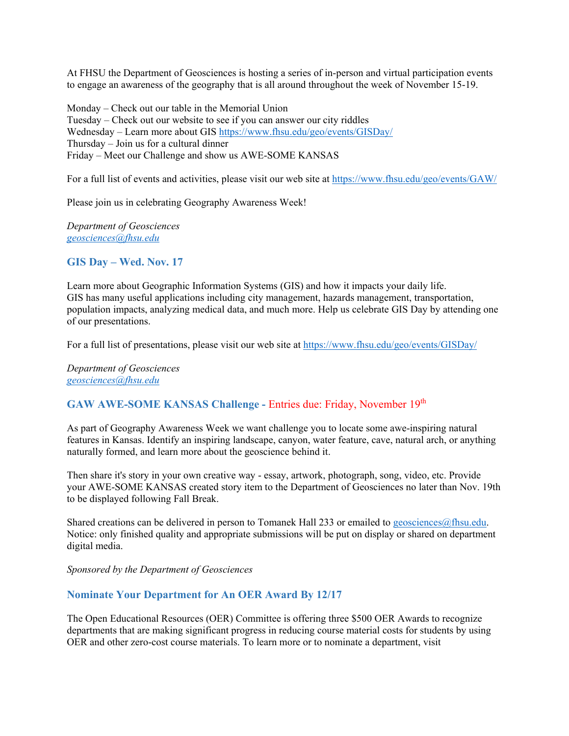At FHSU the Department of Geosciences is hosting a series of in-person and virtual participation events to engage an awareness of the geography that is all around throughout the week of November 15-19.

Monday – Check out our table in the Memorial Union
Tuesday – Check out our website to see if you can answer our city riddles
Wednesday – Learn more about GIS https://www.fhsu.edu/geo/events/GISDay/
Thursday – Join us for a cultural dinner
Friday – Meet our Challenge and show us AWE-SOME KANSAS

For a full list of events and activities, please visit our web site at https://www.fhsu.edu/geo/events/GAW/

Please join us in celebrating Geography Awareness Week!

*Department of Geosciences*
*geosciences@fhsu.edu*

### GIS Day – Wed. Nov. 17

Learn more about Geographic Information Systems (GIS) and how it impacts your daily life.
GIS has many useful applications including city management, hazards management, transportation, population impacts, analyzing medical data, and much more. Help us celebrate GIS Day by attending one of our presentations.

For a full list of presentations, please visit our web site at https://www.fhsu.edu/geo/events/GISDay/

*Department of Geosciences*
*geosciences@fhsu.edu*

### GAW AWE-SOME KANSAS Challenge - Entries due: Friday, November 19th

As part of Geography Awareness Week we want challenge you to locate some awe-inspiring natural features in Kansas. Identify an inspiring landscape, canyon, water feature, cave, natural arch, or anything naturally formed, and learn more about the geoscience behind it.

Then share it's story in your own creative way - essay, artwork, photograph, song, video, etc. Provide your AWE-SOME KANSAS created story item to the Department of Geosciences no later than Nov. 19th to be displayed following Fall Break.

Shared creations can be delivered in person to Tomanek Hall 233 or emailed to geosciences@fhsu.edu. Notice: only finished quality and appropriate submissions will be put on display or shared on department digital media.

*Sponsored by the Department of Geosciences*

### Nominate Your Department for An OER Award By 12/17

The Open Educational Resources (OER) Committee is offering three $500 OER Awards to recognize departments that are making significant progress in reducing course material costs for students by using OER and other zero-cost course materials. To learn more or to nominate a department, visit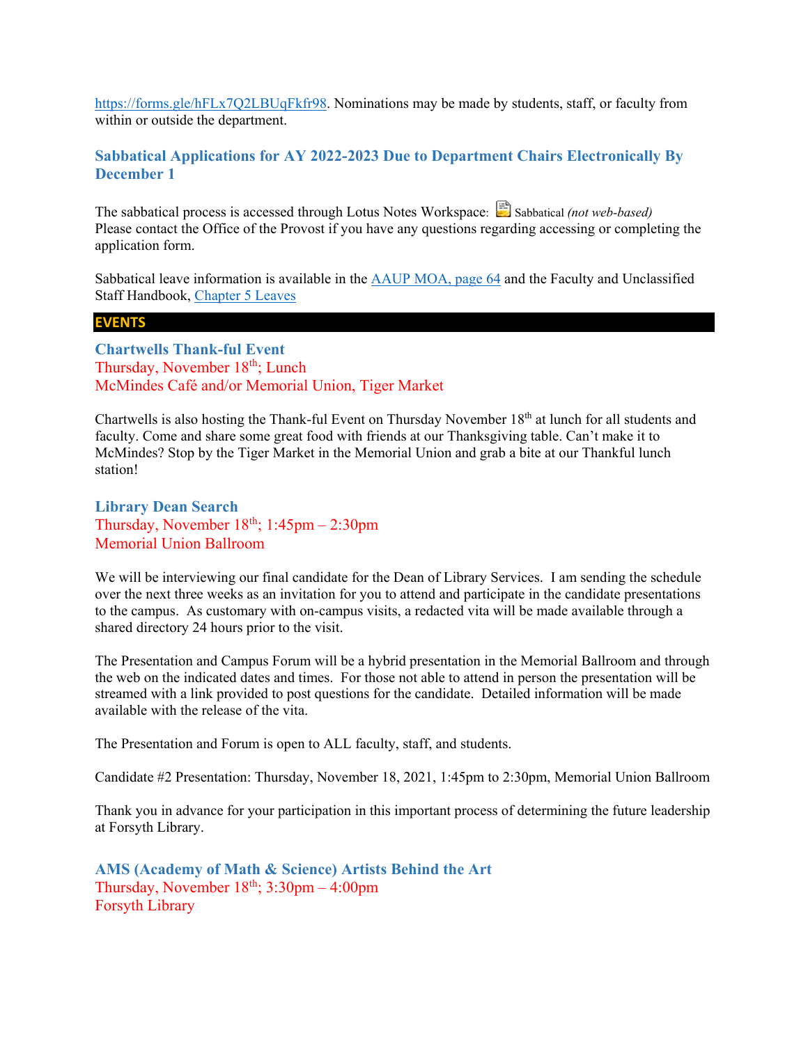https://forms.gle/hFLx7Q2LBUqFkfr98. Nominations may be made by students, staff, or faculty from within or outside the department.

### Sabbatical Applications for AY 2022-2023 Due to Department Chairs Electronically By December 1

The sabbatical process is accessed through Lotus Notes Workspace: Sabbatical *(not web-based)*
Please contact the Office of the Provost if you have any questions regarding accessing or completing the application form.

Sabbatical leave information is available in the AAUP MOA, page 64 and the Faculty and Unclassified Staff Handbook, Chapter 5 Leaves

## EVENTS

### Chartwells Thank-ful Event

Thursday, November 18th; Lunch
McMindes Café and/or Memorial Union, Tiger Market

Chartwells is also hosting the Thank-ful Event on Thursday November 18th at lunch for all students and faculty. Come and share some great food with friends at our Thanksgiving table. Can't make it to McMindes? Stop by the Tiger Market in the Memorial Union and grab a bite at our Thankful lunch station!

### Library Dean Search

Thursday, November 18th; 1:45pm – 2:30pm
Memorial Union Ballroom

We will be interviewing our final candidate for the Dean of Library Services. I am sending the schedule over the next three weeks as an invitation for you to attend and participate in the candidate presentations to the campus. As customary with on-campus visits, a redacted vita will be made available through a shared directory 24 hours prior to the visit.

The Presentation and Campus Forum will be a hybrid presentation in the Memorial Ballroom and through the web on the indicated dates and times. For those not able to attend in person the presentation will be streamed with a link provided to post questions for the candidate. Detailed information will be made available with the release of the vita.

The Presentation and Forum is open to ALL faculty, staff, and students.

Candidate #2 Presentation: Thursday, November 18, 2021, 1:45pm to 2:30pm, Memorial Union Ballroom

Thank you in advance for your participation in this important process of determining the future leadership at Forsyth Library.

### AMS (Academy of Math & Science) Artists Behind the Art

Thursday, November 18th; 3:30pm – 4:00pm
Forsyth Library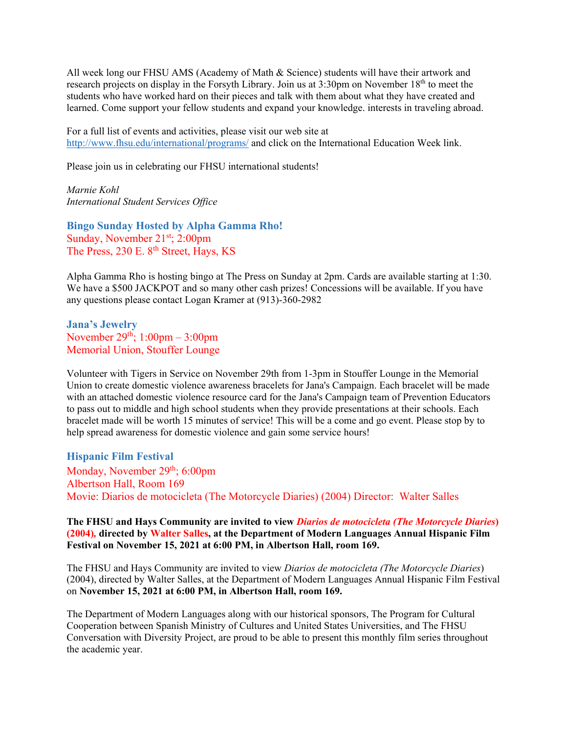All week long our FHSU AMS (Academy of Math & Science) students will have their artwork and research projects on display in the Forsyth Library. Join us at 3:30pm on November 18th to meet the students who have worked hard on their pieces and talk with them about what they have created and learned. Come support your fellow students and expand your knowledge. interests in traveling abroad.

For a full list of events and activities, please visit our web site at http://www.fhsu.edu/international/programs/ and click on the International Education Week link.

Please join us in celebrating our FHSU international students!

*Marnie Kohl*
*International Student Services Office*

### Bingo Sunday Hosted by Alpha Gamma Rho!

Sunday, November 21st; 2:00pm
The Press, 230 E. 8th Street, Hays, KS

Alpha Gamma Rho is hosting bingo at The Press on Sunday at 2pm. Cards are available starting at 1:30. We have a $500 JACKPOT and so many other cash prizes! Concessions will be available. If you have any questions please contact Logan Kramer at (913)-360-2982

### Jana's Jewelry

November 29th; 1:00pm – 3:00pm
Memorial Union, Stouffer Lounge

Volunteer with Tigers in Service on November 29th from 1-3pm in Stouffer Lounge in the Memorial Union to create domestic violence awareness bracelets for Jana's Campaign. Each bracelet will be made with an attached domestic violence resource card for the Jana's Campaign team of Prevention Educators to pass out to middle and high school students when they provide presentations at their schools. Each bracelet made will be worth 15 minutes of service! This will be a come and go event. Please stop by to help spread awareness for domestic violence and gain some service hours!

### Hispanic Film Festival

Monday, November 29th; 6:00pm
Albertson Hall, Room 169
Movie: Diarios de motocicleta (The Motorcycle Diaries) (2004) Director: Walter Salles

**The FHSU and Hays Community are invited to view *Diarios de motocicleta (The Motorcycle Diaries*) (2004), directed by Walter Salles, at the Department of Modern Languages Annual Hispanic Film Festival on November 15, 2021 at 6:00 PM, in Albertson Hall, room 169.**

The FHSU and Hays Community are invited to view *Diarios de motocicleta (The Motorcycle Diaries*) (2004), directed by Walter Salles, at the Department of Modern Languages Annual Hispanic Film Festival on **November 15, 2021 at 6:00 PM, in Albertson Hall, room 169.**

The Department of Modern Languages along with our historical sponsors, The Program for Cultural Cooperation between Spanish Ministry of Cultures and United States Universities, and The FHSU Conversation with Diversity Project, are proud to be able to present this monthly film series throughout the academic year.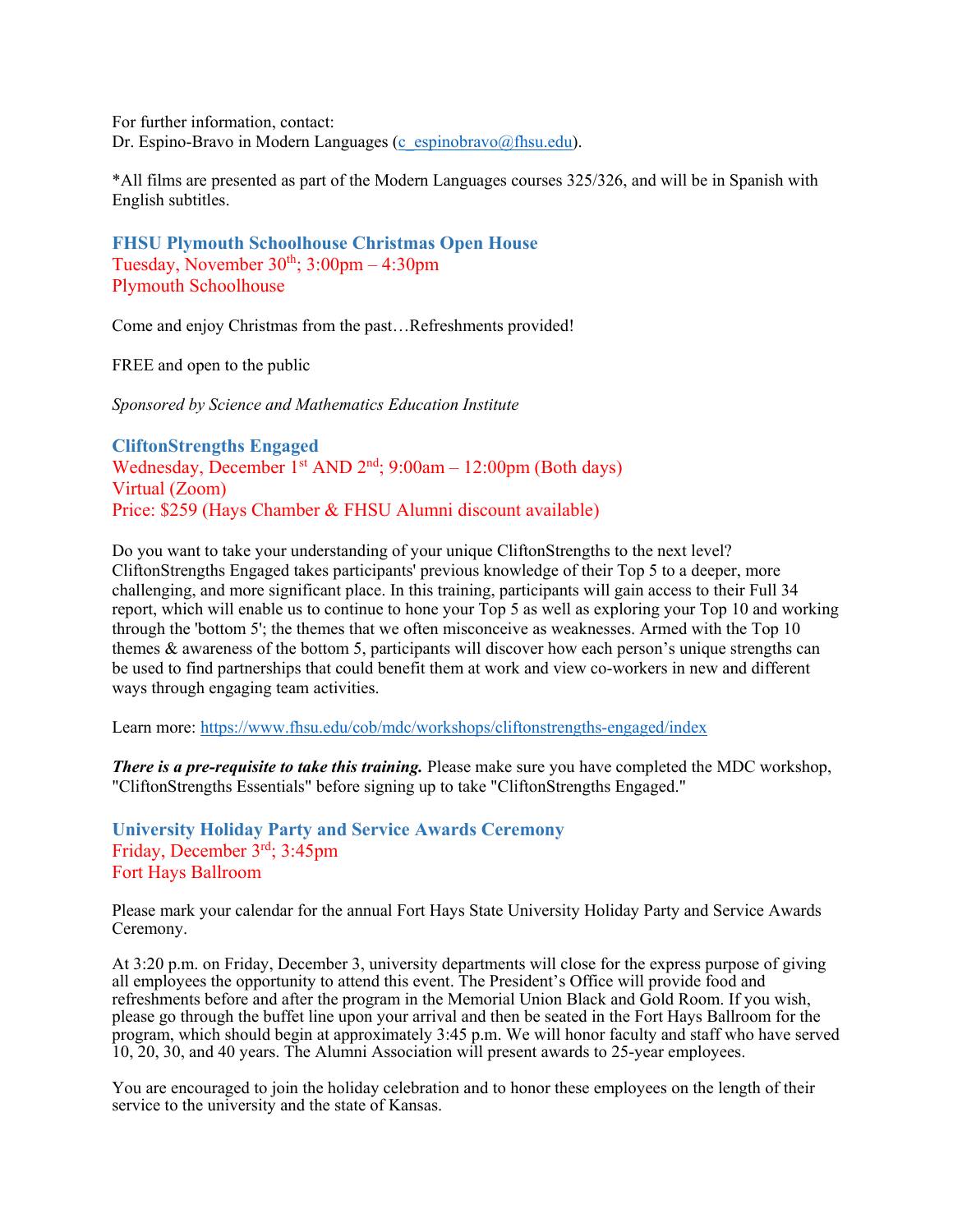For further information, contact:
Dr. Espino-Bravo in Modern Languages (c_espinobravo@fhsu.edu).

*All films are presented as part of the Modern Languages courses 325/326, and will be in Spanish with English subtitles.

### FHSU Plymouth Schoolhouse Christmas Open House

Tuesday, November 30th; 3:00pm – 4:30pm
Plymouth Schoolhouse

Come and enjoy Christmas from the past…Refreshments provided!

FREE and open to the public

*Sponsored by Science and Mathematics Education Institute*

### CliftonStrengths Engaged

Wednesday, December 1st AND 2nd; 9:00am – 12:00pm (Both days)
Virtual (Zoom)
Price: $259 (Hays Chamber & FHSU Alumni discount available)

Do you want to take your understanding of your unique CliftonStrengths to the next level? CliftonStrengths Engaged takes participants' previous knowledge of their Top 5 to a deeper, more challenging, and more significant place. In this training, participants will gain access to their Full 34 report, which will enable us to continue to hone your Top 5 as well as exploring your Top 10 and working through the 'bottom 5'; the themes that we often misconceive as weaknesses. Armed with the Top 10 themes & awareness of the bottom 5, participants will discover how each person's unique strengths can be used to find partnerships that could benefit them at work and view co-workers in new and different ways through engaging team activities.

Learn more: https://www.fhsu.edu/cob/mdc/workshops/cliftonstrengths-engaged/index

***There is a pre-requisite to take this training.*** Please make sure you have completed the MDC workshop, "CliftonStrengths Essentials" before signing up to take "CliftonStrengths Engaged."

### University Holiday Party and Service Awards Ceremony

Friday, December 3rd; 3:45pm
Fort Hays Ballroom

Please mark your calendar for the annual Fort Hays State University Holiday Party and Service Awards Ceremony.

At 3:20 p.m. on Friday, December 3, university departments will close for the express purpose of giving all employees the opportunity to attend this event. The President's Office will provide food and refreshments before and after the program in the Memorial Union Black and Gold Room. If you wish, please go through the buffet line upon your arrival and then be seated in the Fort Hays Ballroom for the program, which should begin at approximately 3:45 p.m. We will honor faculty and staff who have served 10, 20, 30, and 40 years. The Alumni Association will present awards to 25-year employees.

You are encouraged to join the holiday celebration and to honor these employees on the length of their service to the university and the state of Kansas.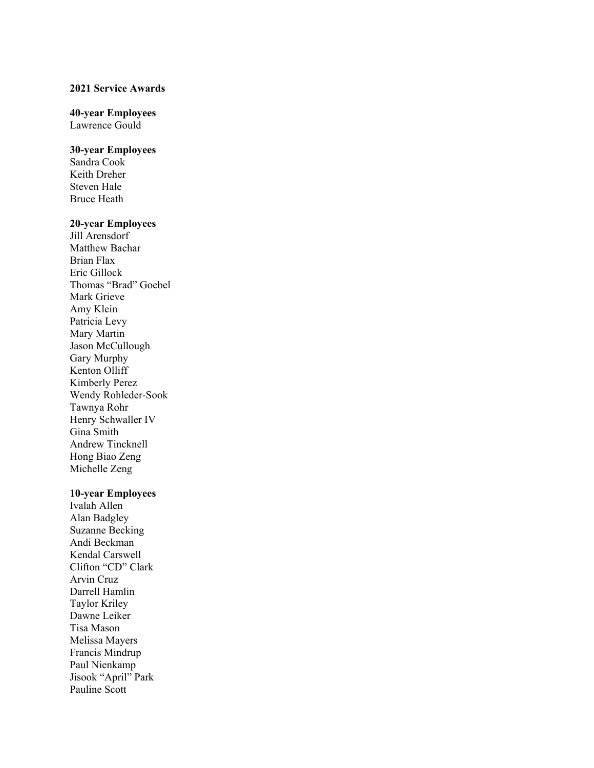**2021 Service Awards**

**40-year Employees**
Lawrence Gould

**30-year Employees**
Sandra Cook
Keith Dreher
Steven Hale
Bruce Heath

**20-year Employees**
Jill Arensdorf
Matthew Bachar
Brian Flax
Eric Gillock
Thomas “Brad” Goebel
Mark Grieve
Amy Klein
Patricia Levy
Mary Martin
Jason McCullough
Gary Murphy
Kenton Olliff
Kimberly Perez
Wendy Rohleder-Sook
Tawnya Rohr
Henry Schwaller IV
Gina Smith
Andrew Tincknell
Hong Biao Zeng
Michelle Zeng

**10-year Employees**
Ivalah Allen
Alan Badgley
Suzanne Becking
Andi Beckman
Kendal Carswell
Clifton “CD” Clark
Arvin Cruz
Darrell Hamlin
Taylor Kriley
Dawne Leiker
Tisa Mason
Melissa Mayers
Francis Mindrup
Paul Nienkamp
Jisook “April” Park
Pauline Scott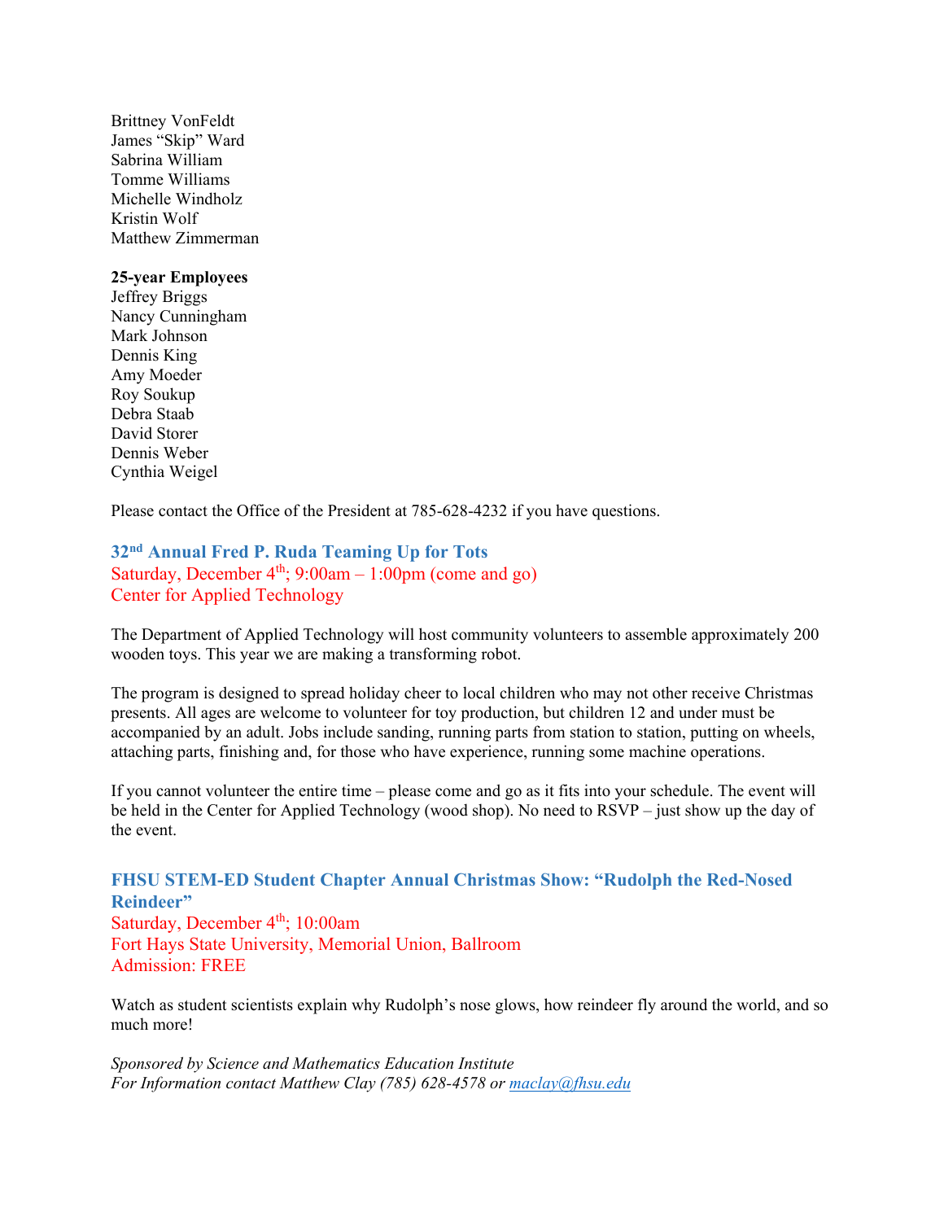Brittney VonFeldt
James "Skip" Ward
Sabrina William
Tomme Williams
Michelle Windholz
Kristin Wolf
Matthew Zimmerman

**25-year Employees**
Jeffrey Briggs
Nancy Cunningham
Mark Johnson
Dennis King
Amy Moeder
Roy Soukup
Debra Staab
David Storer
Dennis Weber
Cynthia Weigel

Please contact the Office of the President at 785-628-4232 if you have questions.

### 32nd Annual Fred P. Ruda Teaming Up for Tots

Saturday, December 4th; 9:00am – 1:00pm (come and go)
Center for Applied Technology

The Department of Applied Technology will host community volunteers to assemble approximately 200 wooden toys. This year we are making a transforming robot.

The program is designed to spread holiday cheer to local children who may not other receive Christmas presents. All ages are welcome to volunteer for toy production, but children 12 and under must be accompanied by an adult. Jobs include sanding, running parts from station to station, putting on wheels, attaching parts, finishing and, for those who have experience, running some machine operations.

If you cannot volunteer the entire time – please come and go as it fits into your schedule. The event will be held in the Center for Applied Technology (wood shop). No need to RSVP – just show up the day of the event.

### FHSU STEM-ED Student Chapter Annual Christmas Show: "Rudolph the Red-Nosed Reindeer"

Saturday, December 4th; 10:00am
Fort Hays State University, Memorial Union, Ballroom
Admission: FREE

Watch as student scientists explain why Rudolph's nose glows, how reindeer fly around the world, and so much more!

*Sponsored by Science and Mathematics Education Institute*
*For Information contact Matthew Clay (785) 628-4578 or maclay@fhsu.edu*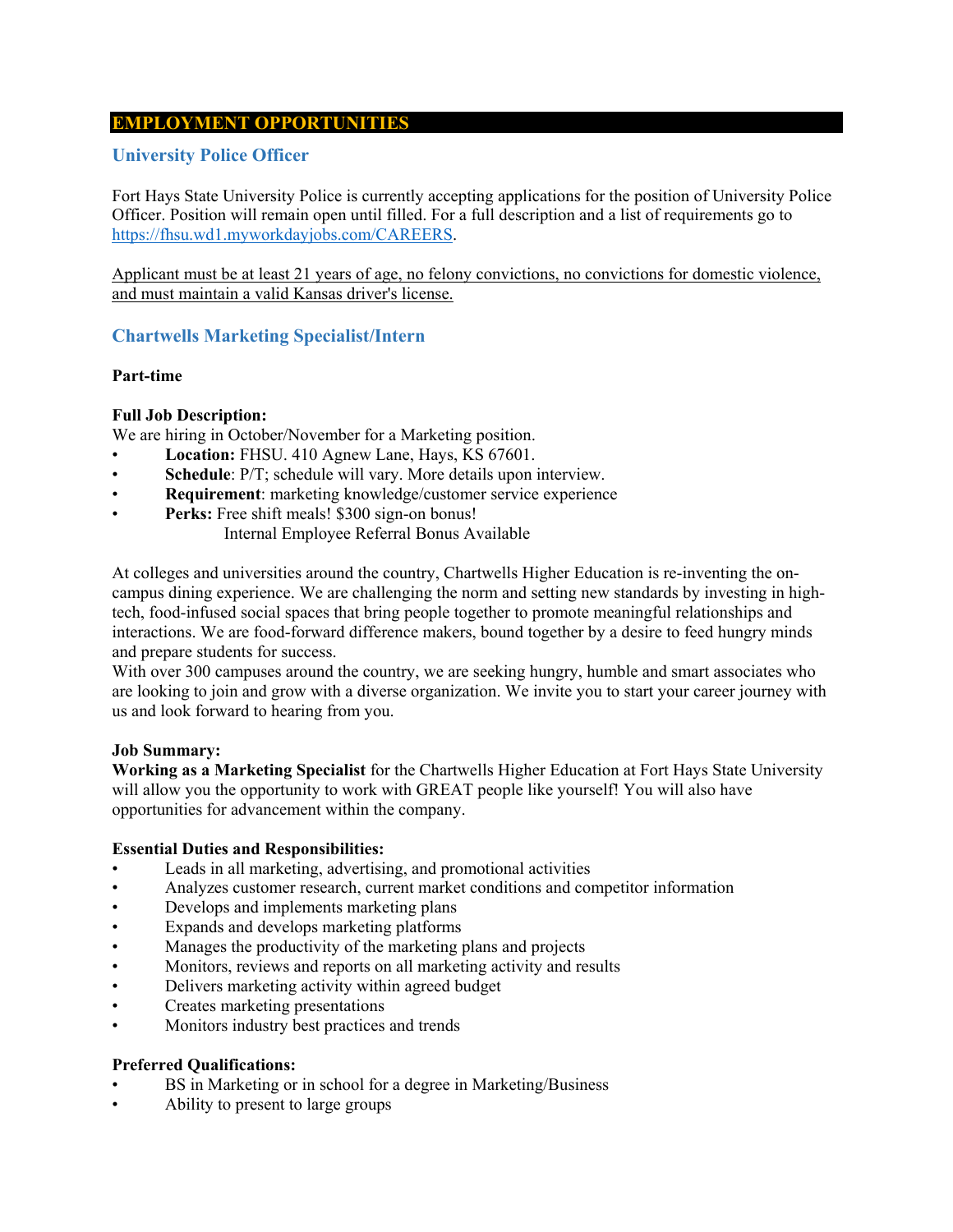# EMPLOYMENT OPPORTUNITIES

## University Police Officer

Fort Hays State University Police is currently accepting applications for the position of University Police Officer. Position will remain open until filled. For a full description and a list of requirements go to https://fhsu.wd1.myworkdayjobs.com/CAREERS.

Applicant must be at least 21 years of age, no felony convictions, no convictions for domestic violence, and must maintain a valid Kansas driver's license.

## Chartwells Marketing Specialist/Intern

**Part-time**

**Full Job Description:**
We are hiring in October/November for a Marketing position.

- **Location:** FHSU. 410 Agnew Lane, Hays, KS 67601.
- **Schedule**: P/T; schedule will vary. More details upon interview.
- **Requirement**: marketing knowledge/customer service experience
- **Perks:** Free shift meals! $300 sign-on bonus!
  Internal Employee Referral Bonus Available

At colleges and universities around the country, Chartwells Higher Education is re-inventing the on-campus dining experience. We are challenging the norm and setting new standards by investing in high-tech, food-infused social spaces that bring people together to promote meaningful relationships and interactions. We are food-forward difference makers, bound together by a desire to feed hungry minds and prepare students for success.
With over 300 campuses around the country, we are seeking hungry, humble and smart associates who are looking to join and grow with a diverse organization. We invite you to start your career journey with us and look forward to hearing from you.

**Job Summary:**
**Working as a Marketing Specialist** for the Chartwells Higher Education at Fort Hays State University will allow you the opportunity to work with GREAT people like yourself! You will also have opportunities for advancement within the company.

**Essential Duties and Responsibilities:**

- Leads in all marketing, advertising, and promotional activities
- Analyzes customer research, current market conditions and competitor information
- Develops and implements marketing plans
- Expands and develops marketing platforms
- Manages the productivity of the marketing plans and projects
- Monitors, reviews and reports on all marketing activity and results
- Delivers marketing activity within agreed budget
- Creates marketing presentations
- Monitors industry best practices and trends

**Preferred Qualifications:**

- BS in Marketing or in school for a degree in Marketing/Business
- Ability to present to large groups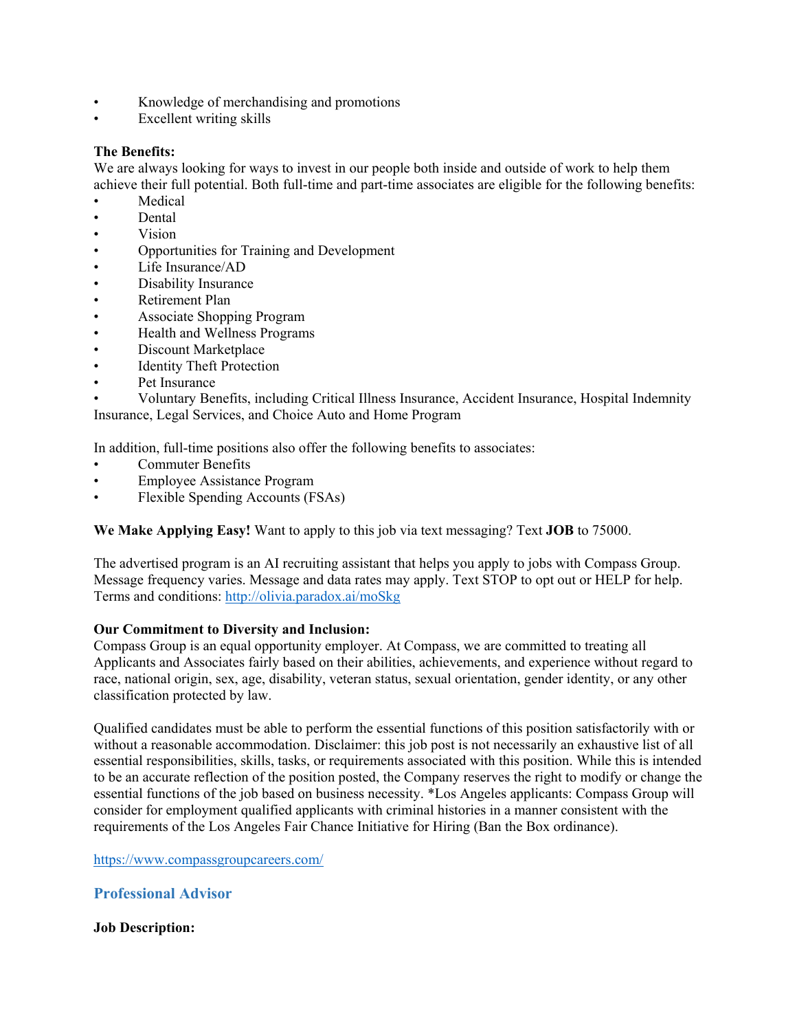- Knowledge of merchandising and promotions
- Excellent writing skills

**The Benefits:**
We are always looking for ways to invest in our people both inside and outside of work to help them achieve their full potential. Both full-time and part-time associates are eligible for the following benefits:

- Medical
- Dental
- Vision
- Opportunities for Training and Development
- Life Insurance/AD
- Disability Insurance
- Retirement Plan
- Associate Shopping Program
- Health and Wellness Programs
- Discount Marketplace
- Identity Theft Protection
- Pet Insurance
- Voluntary Benefits, including Critical Illness Insurance, Accident Insurance, Hospital Indemnity Insurance, Legal Services, and Choice Auto and Home Program

In addition, full-time positions also offer the following benefits to associates:

- Commuter Benefits
- Employee Assistance Program
- Flexible Spending Accounts (FSAs)

**We Make Applying Easy!** Want to apply to this job via text messaging? Text **JOB** to 75000.

The advertised program is an AI recruiting assistant that helps you apply to jobs with Compass Group. Message frequency varies. Message and data rates may apply. Text STOP to opt out or HELP for help. Terms and conditions: [http://olivia.paradox.ai/moSkg](http://olivia.paradox.ai/moSkg)

**Our Commitment to Diversity and Inclusion:**
Compass Group is an equal opportunity employer. At Compass, we are committed to treating all Applicants and Associates fairly based on their abilities, achievements, and experience without regard to race, national origin, sex, age, disability, veteran status, sexual orientation, gender identity, or any other classification protected by law.

Qualified candidates must be able to perform the essential functions of this position satisfactorily with or without a reasonable accommodation. Disclaimer: this job post is not necessarily an exhaustive list of all essential responsibilities, skills, tasks, or requirements associated with this position. While this is intended to be an accurate reflection of the position posted, the Company reserves the right to modify or change the essential functions of the job based on business necessity. *Los Angeles applicants: Compass Group will consider for employment qualified applicants with criminal histories in a manner consistent with the requirements of the Los Angeles Fair Chance Initiative for Hiring (Ban the Box ordinance).

[https://www.compassgroupcareers.com/](https://www.compassgroupcareers.com/)

## Professional Advisor

**Job Description:**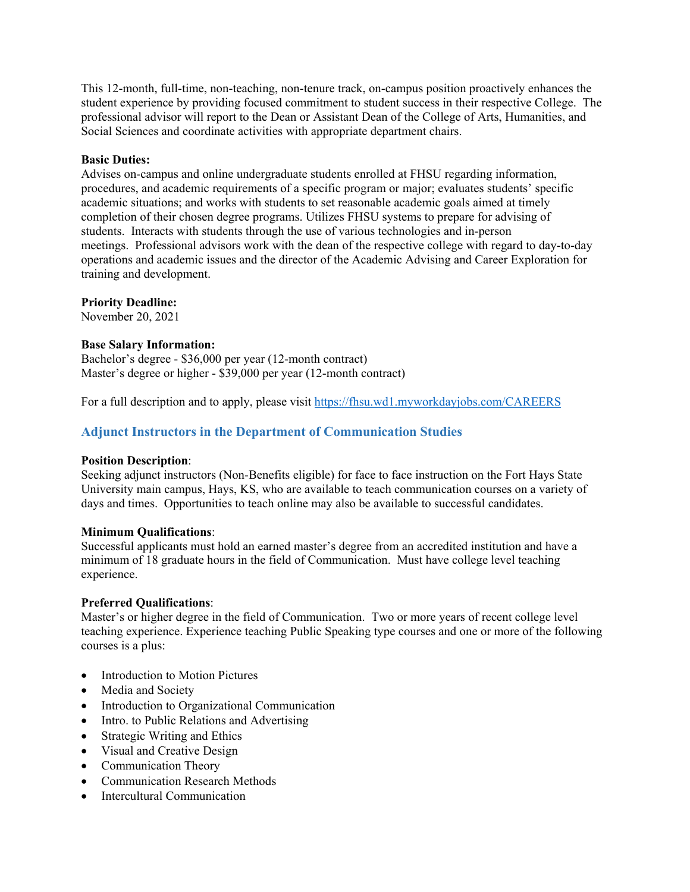This 12-month, full-time, non-teaching, non-tenure track, on-campus position proactively enhances the student experience by providing focused commitment to student success in their respective College. The professional advisor will report to the Dean or Assistant Dean of the College of Arts, Humanities, and Social Sciences and coordinate activities with appropriate department chairs.

**Basic Duties:**
Advises on-campus and online undergraduate students enrolled at FHSU regarding information, procedures, and academic requirements of a specific program or major; evaluates students' specific academic situations; and works with students to set reasonable academic goals aimed at timely completion of their chosen degree programs. Utilizes FHSU systems to prepare for advising of students. Interacts with students through the use of various technologies and in-person meetings. Professional advisors work with the dean of the respective college with regard to day-to-day operations and academic issues and the director of the Academic Advising and Career Exploration for training and development.

**Priority Deadline:**
November 20, 2021

**Base Salary Information:**
Bachelor's degree - $36,000 per year (12-month contract)
Master's degree or higher - $39,000 per year (12-month contract)

For a full description and to apply, please visit https://fhsu.wd1.myworkdayjobs.com/CAREERS

### Adjunct Instructors in the Department of Communication Studies

**Position Description**:
Seeking adjunct instructors (Non-Benefits eligible) for face to face instruction on the Fort Hays State University main campus, Hays, KS, who are available to teach communication courses on a variety of days and times. Opportunities to teach online may also be available to successful candidates.

**Minimum Qualifications**:
Successful applicants must hold an earned master's degree from an accredited institution and have a minimum of 18 graduate hours in the field of Communication. Must have college level teaching experience.

**Preferred Qualifications**:
Master's or higher degree in the field of Communication. Two or more years of recent college level teaching experience. Experience teaching Public Speaking type courses and one or more of the following courses is a plus:

- Introduction to Motion Pictures
- Media and Society
- Introduction to Organizational Communication
- Intro. to Public Relations and Advertising
- Strategic Writing and Ethics
- Visual and Creative Design
- Communication Theory
- Communication Research Methods
- Intercultural Communication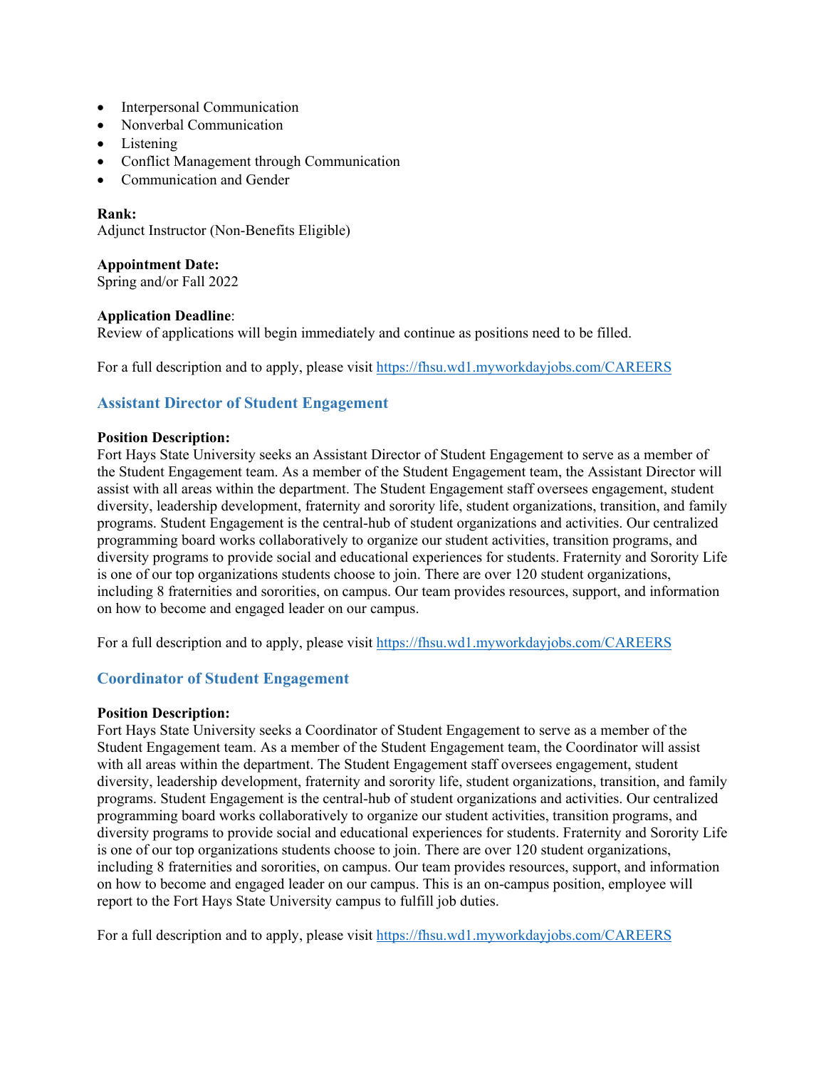- Interpersonal Communication
- Nonverbal Communication
- Listening
- Conflict Management through Communication
- Communication and Gender

**Rank:**
Adjunct Instructor (Non-Benefits Eligible)

**Appointment Date:**
Spring and/or Fall 2022

**Application Deadline**:
Review of applications will begin immediately and continue as positions need to be filled.

For a full description and to apply, please visit https://fhsu.wd1.myworkdayjobs.com/CAREERS

### Assistant Director of Student Engagement

**Position Description:**
Fort Hays State University seeks an Assistant Director of Student Engagement to serve as a member of the Student Engagement team. As a member of the Student Engagement team, the Assistant Director will assist with all areas within the department. The Student Engagement staff oversees engagement, student diversity, leadership development, fraternity and sorority life, student organizations, transition, and family programs. Student Engagement is the central-hub of student organizations and activities. Our centralized programming board works collaboratively to organize our student activities, transition programs, and diversity programs to provide social and educational experiences for students. Fraternity and Sorority Life is one of our top organizations students choose to join. There are over 120 student organizations, including 8 fraternities and sororities, on campus. Our team provides resources, support, and information on how to become and engaged leader on our campus.

For a full description and to apply, please visit https://fhsu.wd1.myworkdayjobs.com/CAREERS

### Coordinator of Student Engagement

**Position Description:**
Fort Hays State University seeks a Coordinator of Student Engagement to serve as a member of the Student Engagement team. As a member of the Student Engagement team, the Coordinator will assist with all areas within the department. The Student Engagement staff oversees engagement, student diversity, leadership development, fraternity and sorority life, student organizations, transition, and family programs. Student Engagement is the central-hub of student organizations and activities. Our centralized programming board works collaboratively to organize our student activities, transition programs, and diversity programs to provide social and educational experiences for students. Fraternity and Sorority Life is one of our top organizations students choose to join. There are over 120 student organizations, including 8 fraternities and sororities, on campus. Our team provides resources, support, and information on how to become and engaged leader on our campus. This is an on-campus position, employee will report to the Fort Hays State University campus to fulfill job duties.

For a full description and to apply, please visit https://fhsu.wd1.myworkdayjobs.com/CAREERS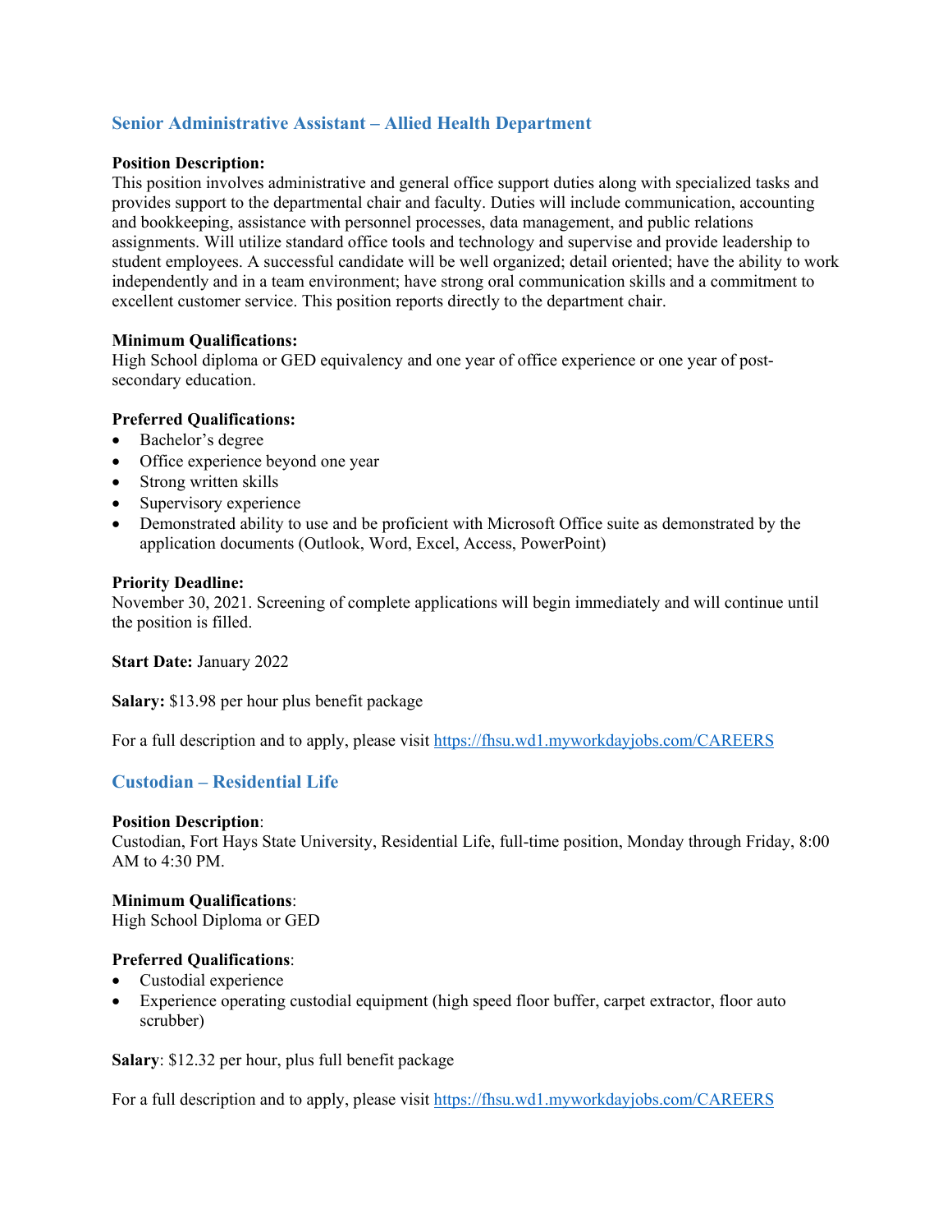## Senior Administrative Assistant – Allied Health Department

**Position Description:**
This position involves administrative and general office support duties along with specialized tasks and provides support to the departmental chair and faculty. Duties will include communication, accounting and bookkeeping, assistance with personnel processes, data management, and public relations assignments. Will utilize standard office tools and technology and supervise and provide leadership to student employees. A successful candidate will be well organized; detail oriented; have the ability to work independently and in a team environment; have strong oral communication skills and a commitment to excellent customer service. This position reports directly to the department chair.

**Minimum Qualifications:**
High School diploma or GED equivalency and one year of office experience or one year of post-secondary education.

**Preferred Qualifications:**

- Bachelor's degree
- Office experience beyond one year
- Strong written skills
- Supervisory experience
- Demonstrated ability to use and be proficient with Microsoft Office suite as demonstrated by the application documents (Outlook, Word, Excel, Access, PowerPoint)

**Priority Deadline:**
November 30, 2021. Screening of complete applications will begin immediately and will continue until the position is filled.

**Start Date:** January 2022

**Salary:** $13.98 per hour plus benefit package

For a full description and to apply, please visit https://fhsu.wd1.myworkdayjobs.com/CAREERS

## Custodian – Residential Life

**Position Description**:
Custodian, Fort Hays State University, Residential Life, full-time position, Monday through Friday, 8:00 AM to 4:30 PM.

**Minimum Qualifications**:
High School Diploma or GED

**Preferred Qualifications**:

- Custodial experience
- Experience operating custodial equipment (high speed floor buffer, carpet extractor, floor auto scrubber)

**Salary**: $12.32 per hour, plus full benefit package

For a full description and to apply, please visit https://fhsu.wd1.myworkdayjobs.com/CAREERS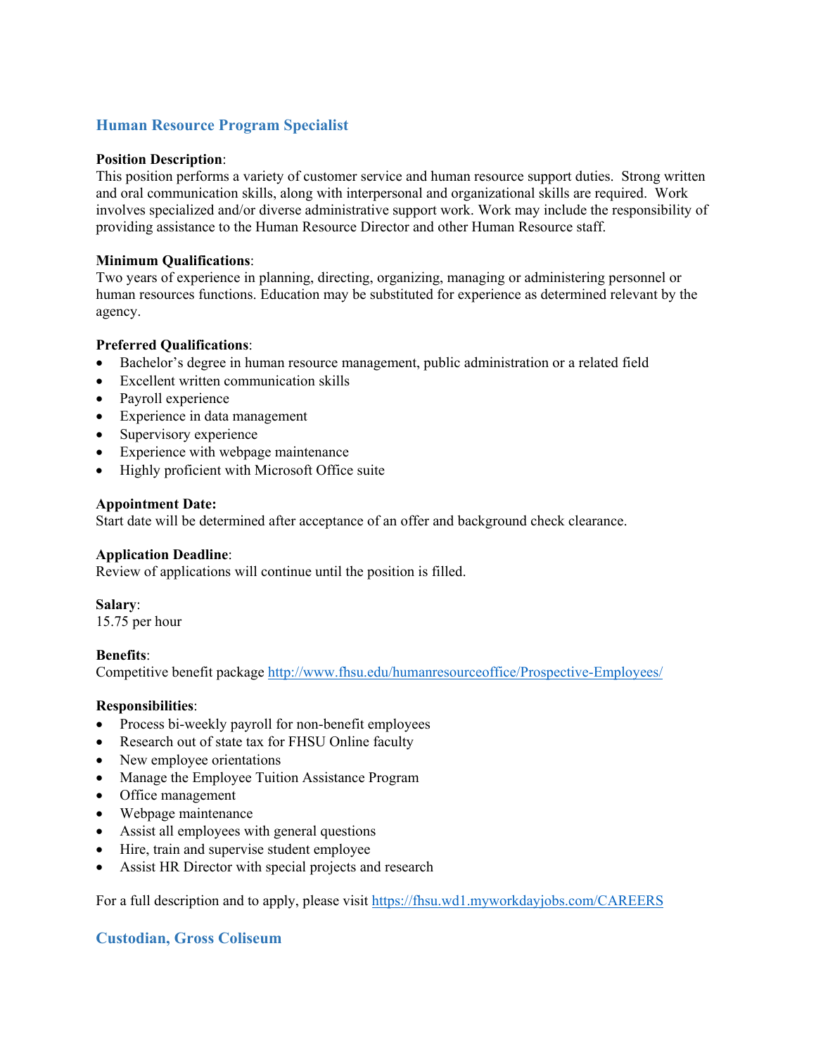## Human Resource Program Specialist

**Position Description**:
This position performs a variety of customer service and human resource support duties. Strong written and oral communication skills, along with interpersonal and organizational skills are required. Work involves specialized and/or diverse administrative support work. Work may include the responsibility of providing assistance to the Human Resource Director and other Human Resource staff.

**Minimum Qualifications**:
Two years of experience in planning, directing, organizing, managing or administering personnel or human resources functions. Education may be substituted for experience as determined relevant by the agency.

**Preferred Qualifications**:
- Bachelor's degree in human resource management, public administration or a related field
- Excellent written communication skills
- Payroll experience
- Experience in data management
- Supervisory experience
- Experience with webpage maintenance
- Highly proficient with Microsoft Office suite

**Appointment Date:**
Start date will be determined after acceptance of an offer and background check clearance.

**Application Deadline**:
Review of applications will continue until the position is filled.

**Salary**:
15.75 per hour

**Benefits**:
Competitive benefit package [http://www.fhsu.edu/humanresourceoffice/Prospective-Employees/](http://www.fhsu.edu/humanresourceoffice/Prospective-Employees/)

**Responsibilities**:
- Process bi-weekly payroll for non-benefit employees
- Research out of state tax for FHSU Online faculty
- New employee orientations
- Manage the Employee Tuition Assistance Program
- Office management
- Webpage maintenance
- Assist all employees with general questions
- Hire, train and supervise student employee
- Assist HR Director with special projects and research

For a full description and to apply, please visit [https://fhsu.wd1.myworkdayjobs.com/CAREERS](https://fhsu.wd1.myworkdayjobs.com/CAREERS)

## Custodian, Gross Coliseum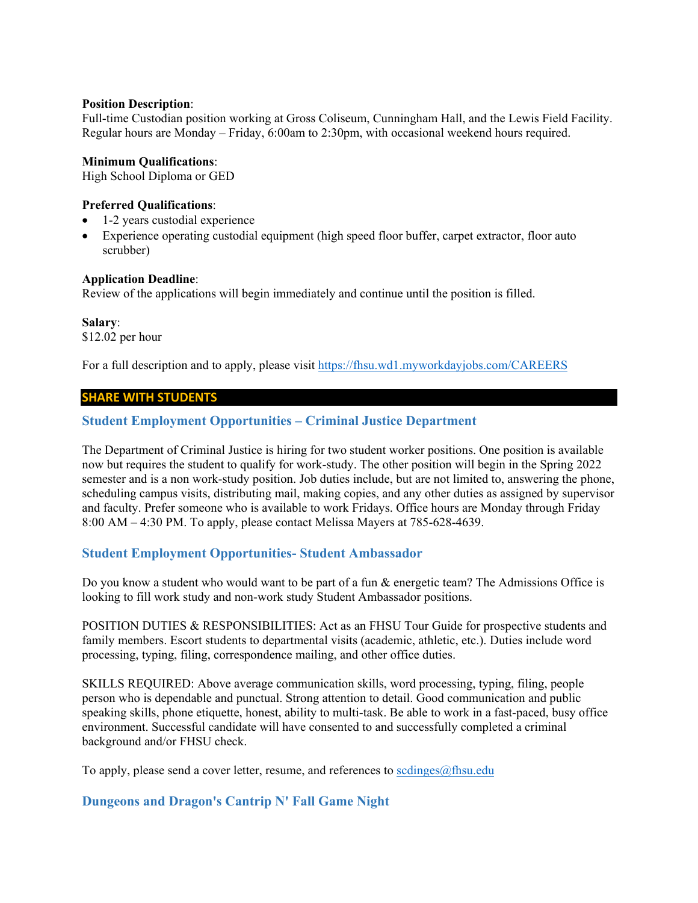**Position Description**:
Full-time Custodian position working at Gross Coliseum, Cunningham Hall, and the Lewis Field Facility. Regular hours are Monday – Friday, 6:00am to 2:30pm, with occasional weekend hours required.

**Minimum Qualifications**:
High School Diploma or GED

**Preferred Qualifications**:

- 1-2 years custodial experience
- Experience operating custodial equipment (high speed floor buffer, carpet extractor, floor auto scrubber)

**Application Deadline**:
Review of the applications will begin immediately and continue until the position is filled.

**Salary**:
$12.02 per hour

For a full description and to apply, please visit https://fhsu.wd1.myworkdayjobs.com/CAREERS

## SHARE WITH STUDENTS

### Student Employment Opportunities – Criminal Justice Department

The Department of Criminal Justice is hiring for two student worker positions. One position is available now but requires the student to qualify for work-study. The other position will begin in the Spring 2022 semester and is a non work-study position. Job duties include, but are not limited to, answering the phone, scheduling campus visits, distributing mail, making copies, and any other duties as assigned by supervisor and faculty. Prefer someone who is available to work Fridays. Office hours are Monday through Friday 8:00 AM – 4:30 PM. To apply, please contact Melissa Mayers at 785-628-4639.

### Student Employment Opportunities- Student Ambassador

Do you know a student who would want to be part of a fun & energetic team? The Admissions Office is looking to fill work study and non-work study Student Ambassador positions.

POSITION DUTIES & RESPONSIBILITIES: Act as an FHSU Tour Guide for prospective students and family members. Escort students to departmental visits (academic, athletic, etc.). Duties include word processing, typing, filing, correspondence mailing, and other office duties.

SKILLS REQUIRED: Above average communication skills, word processing, typing, filing, people person who is dependable and punctual. Strong attention to detail. Good communication and public speaking skills, phone etiquette, honest, ability to multi-task. Be able to work in a fast-paced, busy office environment. Successful candidate will have consented to and successfully completed a criminal background and/or FHSU check.

To apply, please send a cover letter, resume, and references to scdinges@fhsu.edu

### Dungeons and Dragon's Cantrip N' Fall Game Night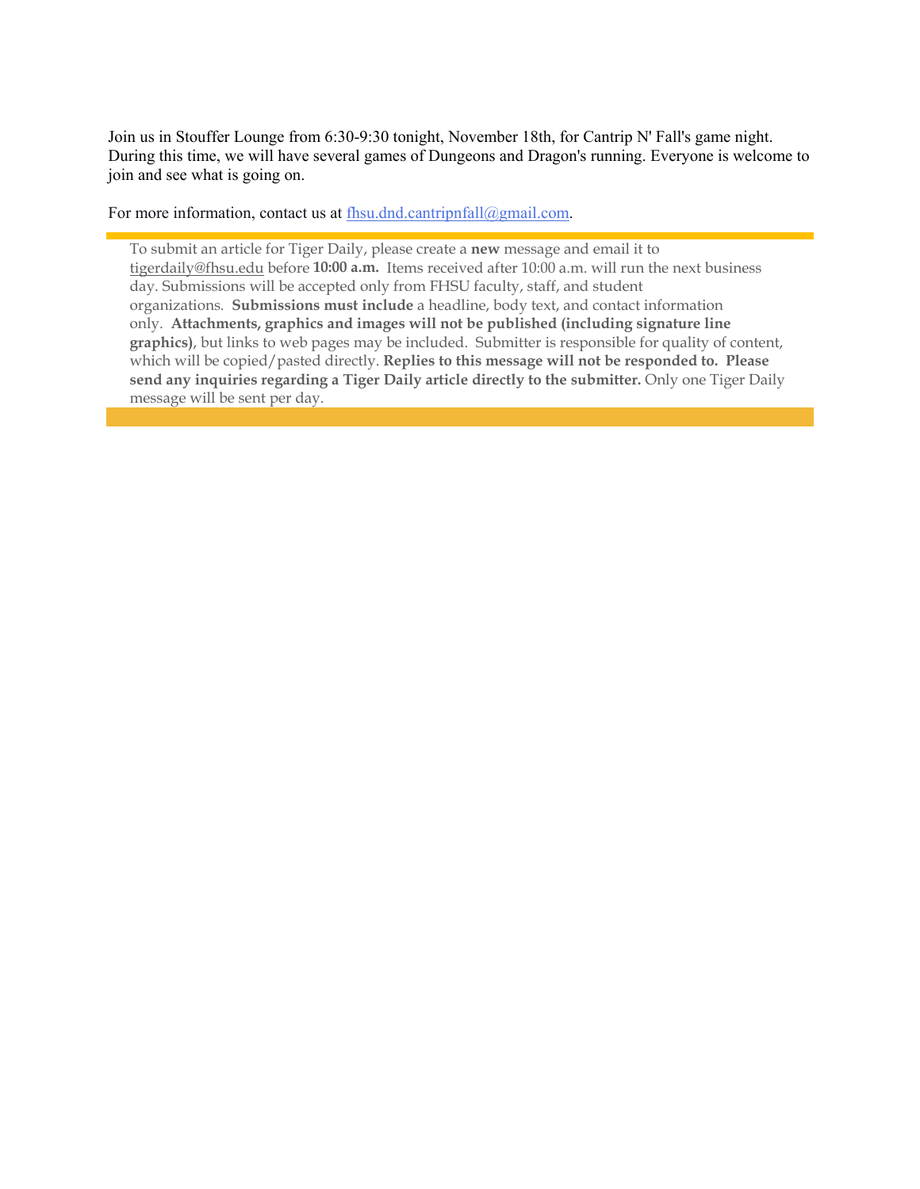Join us in Stouffer Lounge from 6:30-9:30 tonight, November 18th, for Cantrip N' Fall's game night. During this time, we will have several games of Dungeons and Dragon's running. Everyone is welcome to join and see what is going on.

For more information, contact us at fhsu.dnd.cantripnfall@gmail.com.

---

To submit an article for Tiger Daily, please create a **new** message and email it to tigerdaily@fhsu.edu before **10:00 a.m.** Items received after 10:00 a.m. will run the next business day. Submissions will be accepted only from FHSU faculty, staff, and student organizations. **Submissions must include** a headline, body text, and contact information only. **Attachments, graphics and images will not be published (including signature line graphics)**, but links to web pages may be included. Submitter is responsible for quality of content, which will be copied/pasted directly. **Replies to this message will not be responded to. Please send any inquiries regarding a Tiger Daily article directly to the submitter.** Only one Tiger Daily message will be sent per day.